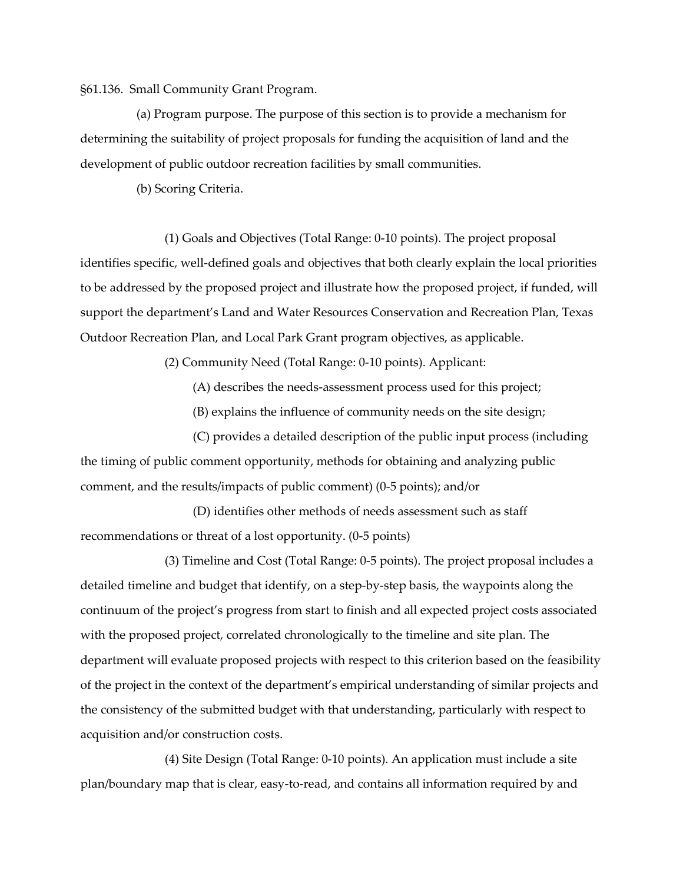§61.136. Small Community Grant Program.

(a) Program purpose. The purpose of this section is to provide a mechanism for determining the suitability of project proposals for funding the acquisition of land and the development of public outdoor recreation facilities by small communities.

(b) Scoring Criteria.

(1) Goals and Objectives (Total Range: 0-10 points). The project proposal identifies specific, well-defined goals and objectives that both clearly explain the local priorities to be addressed by the proposed project and illustrate how the proposed project, if funded, will support the department's Land and Water Resources Conservation and Recreation Plan, Texas Outdoor Recreation Plan, and Local Park Grant program objectives, as applicable.

(2) Community Need (Total Range: 0-10 points). Applicant:

(A) describes the needs-assessment process used for this project;

(B) explains the influence of community needs on the site design;

(C) provides a detailed description of the public input process (including the timing of public comment opportunity, methods for obtaining and analyzing public comment, and the results/impacts of public comment) (0-5 points); and/or

(D) identifies other methods of needs assessment such as staff recommendations or threat of a lost opportunity. (0-5 points)

(3) Timeline and Cost (Total Range: 0-5 points). The project proposal includes a detailed timeline and budget that identify, on a step-by-step basis, the waypoints along the continuum of the project's progress from start to finish and all expected project costs associated with the proposed project, correlated chronologically to the timeline and site plan. The department will evaluate proposed projects with respect to this criterion based on the feasibility of the project in the context of the department's empirical understanding of similar projects and the consistency of the submitted budget with that understanding, particularly with respect to acquisition and/or construction costs.

(4) Site Design (Total Range: 0-10 points). An application must include a site plan/boundary map that is clear, easy-to-read, and contains all information required by and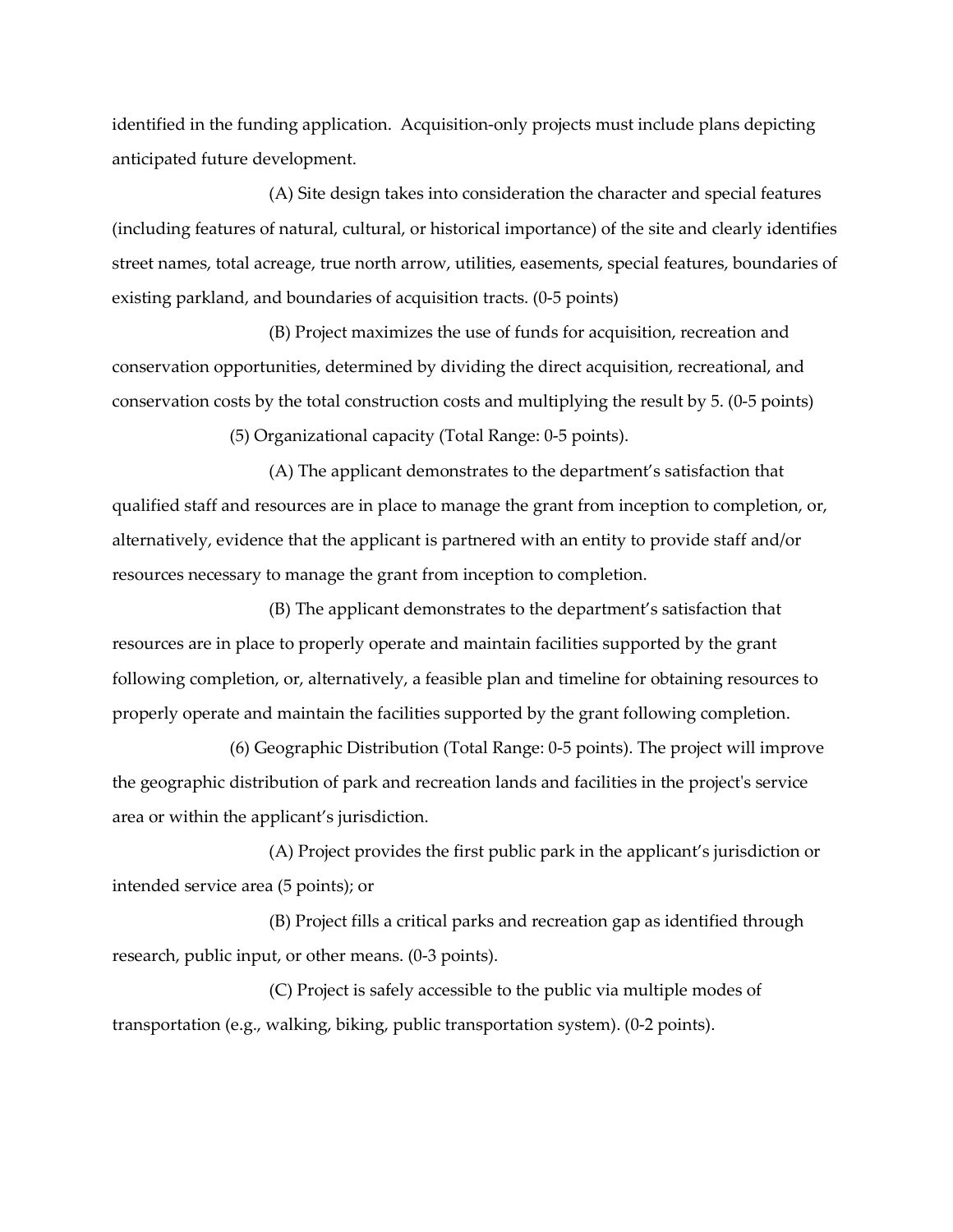identified in the funding application. Acquisition-only projects must include plans depicting anticipated future development.

(A) Site design takes into consideration the character and special features (including features of natural, cultural, or historical importance) of the site and clearly identifies street names, total acreage, true north arrow, utilities, easements, special features, boundaries of existing parkland, and boundaries of acquisition tracts. (0-5 points)

(B) Project maximizes the use of funds for acquisition, recreation and conservation opportunities, determined by dividing the direct acquisition, recreational, and conservation costs by the total construction costs and multiplying the result by 5. (0-5 points)

(5) Organizational capacity (Total Range: 0-5 points).

(A) The applicant demonstrates to the department's satisfaction that qualified staff and resources are in place to manage the grant from inception to completion, or, alternatively, evidence that the applicant is partnered with an entity to provide staff and/or resources necessary to manage the grant from inception to completion.

(B) The applicant demonstrates to the department's satisfaction that resources are in place to properly operate and maintain facilities supported by the grant following completion, or, alternatively, a feasible plan and timeline for obtaining resources to properly operate and maintain the facilities supported by the grant following completion.

(6) Geographic Distribution (Total Range: 0-5 points). The project will improve the geographic distribution of park and recreation lands and facilities in the project's service area or within the applicant's jurisdiction.

(A) Project provides the first public park in the applicant's jurisdiction or intended service area (5 points); or

(B) Project fills a critical parks and recreation gap as identified through research, public input, or other means. (0-3 points).

(C) Project is safely accessible to the public via multiple modes of transportation (e.g., walking, biking, public transportation system). (0-2 points).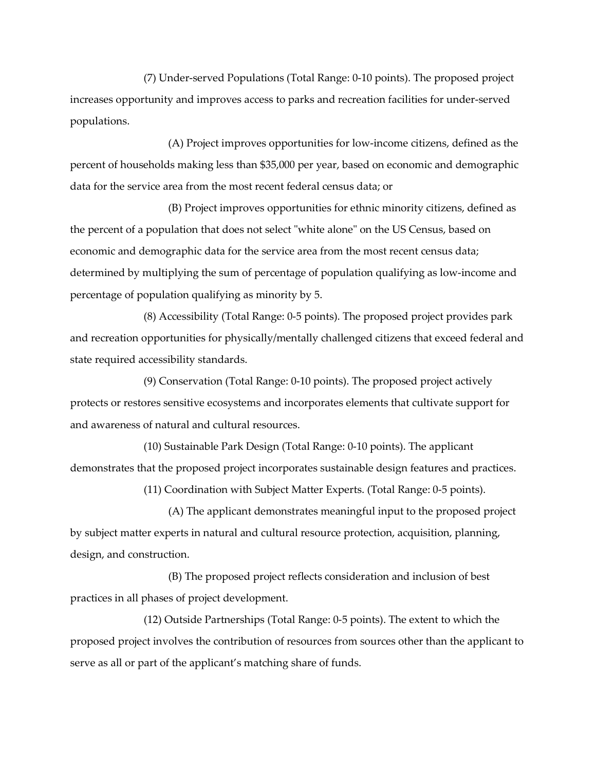(7) Under-served Populations (Total Range: 0-10 points). The proposed project increases opportunity and improves access to parks and recreation facilities for under-served populations.

(A) Project improves opportunities for low-income citizens, defined as the percent of households making less than $35,000 per year, based on economic and demographic data for the service area from the most recent federal census data; or

(B) Project improves opportunities for ethnic minority citizens, defined as the percent of a population that does not select "white alone" on the US Census, based on economic and demographic data for the service area from the most recent census data; determined by multiplying the sum of percentage of population qualifying as low-income and percentage of population qualifying as minority by 5.

(8) Accessibility (Total Range: 0-5 points). The proposed project provides park and recreation opportunities for physically/mentally challenged citizens that exceed federal and state required accessibility standards.

(9) Conservation (Total Range: 0-10 points). The proposed project actively protects or restores sensitive ecosystems and incorporates elements that cultivate support for and awareness of natural and cultural resources.

(10) Sustainable Park Design (Total Range: 0-10 points). The applicant demonstrates that the proposed project incorporates sustainable design features and practices.

(11) Coordination with Subject Matter Experts. (Total Range: 0-5 points).

(A) The applicant demonstrates meaningful input to the proposed project by subject matter experts in natural and cultural resource protection, acquisition, planning, design, and construction.

(B) The proposed project reflects consideration and inclusion of best practices in all phases of project development.

(12) Outside Partnerships (Total Range: 0-5 points). The extent to which the proposed project involves the contribution of resources from sources other than the applicant to serve as all or part of the applicant's matching share of funds.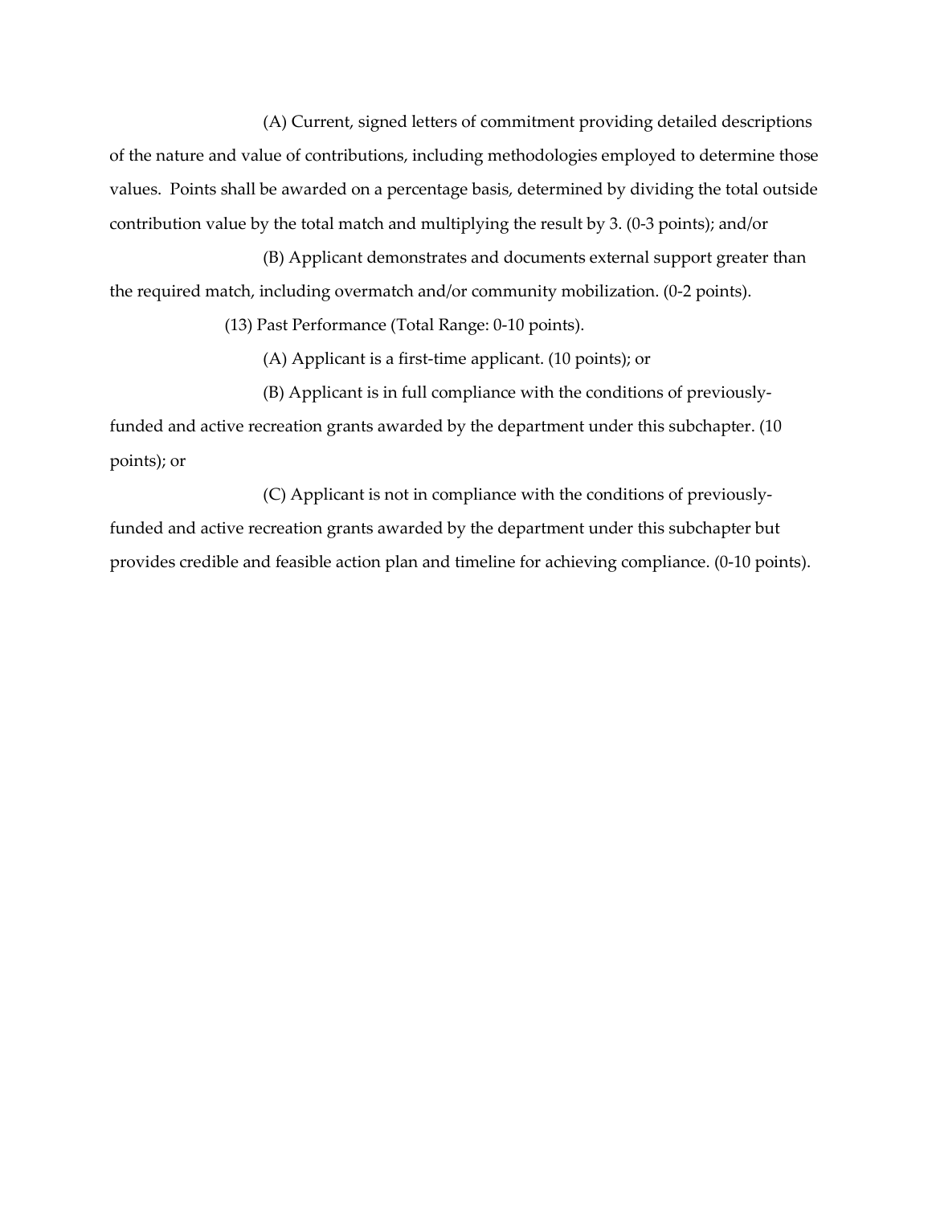(A) Current, signed letters of commitment providing detailed descriptions of the nature and value of contributions, including methodologies employed to determine those values. Points shall be awarded on a percentage basis, determined by dividing the total outside contribution value by the total match and multiplying the result by 3. (0-3 points); and/or

(B) Applicant demonstrates and documents external support greater than the required match, including overmatch and/or community mobilization. (0-2 points).

(13) Past Performance (Total Range: 0-10 points).

(A) Applicant is a first-time applicant. (10 points); or

(B) Applicant is in full compliance with the conditions of previously-funded and active recreation grants awarded by the department under this subchapter. (10 points); or

(C) Applicant is not in compliance with the conditions of previously-funded and active recreation grants awarded by the department under this subchapter but provides credible and feasible action plan and timeline for achieving compliance. (0-10 points).